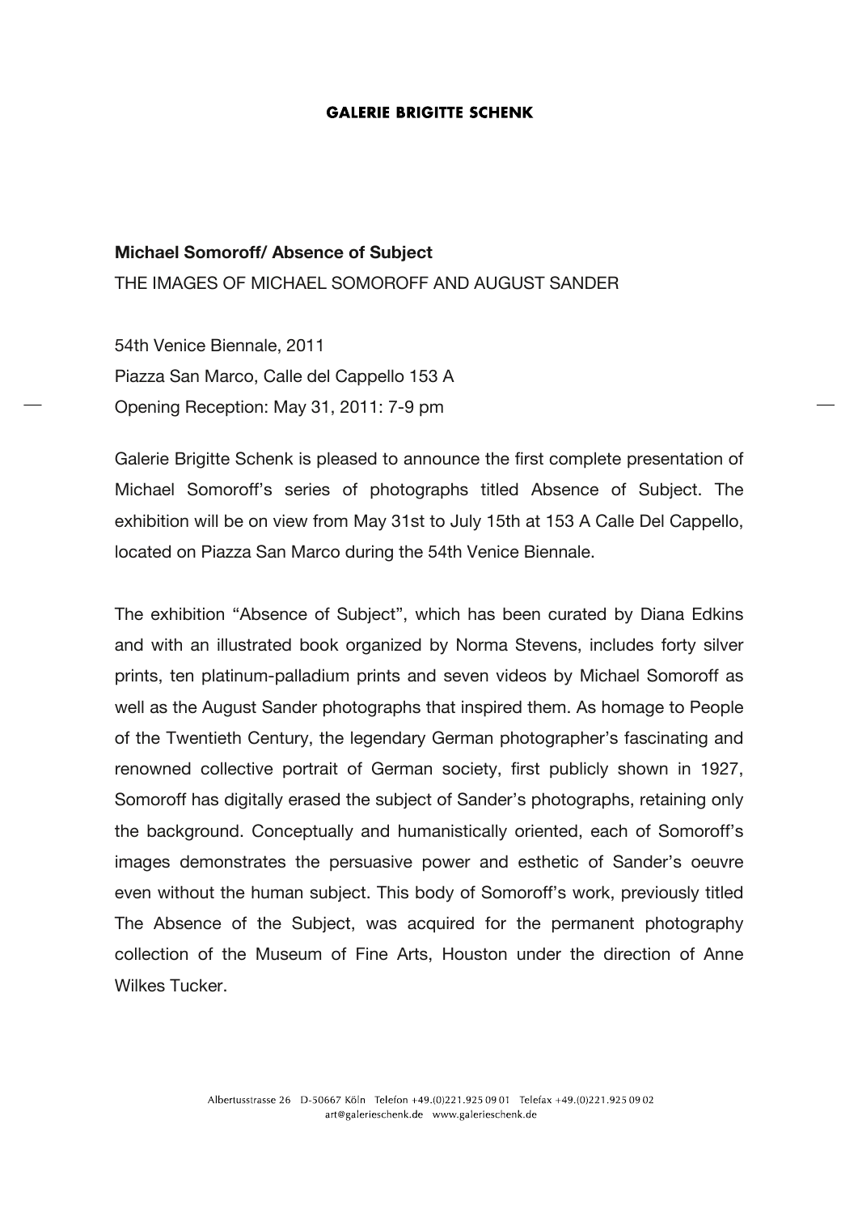**GALERIE BRIGITTE SCHENK**

**Michael Somoroff/ Absence of Subject**

THE IMAGES OF MICHAEL SOMOROFF AND AUGUST SANDER

54th Venice Biennale, 2011
Piazza San Marco, Calle del Cappello 153 A
Opening Reception: May 31, 2011: 7-9 pm

Galerie Brigitte Schenk is pleased to announce the first complete presentation of Michael Somoroff's series of photographs titled Absence of Subject. The exhibition will be on view from May 31st to July 15th at 153 A Calle Del Cappello, located on Piazza San Marco during the 54th Venice Biennale.

The exhibition "Absence of Subject", which has been curated by Diana Edkins and with an illustrated book organized by Norma Stevens, includes forty silver prints, ten platinum-palladium prints and seven videos by Michael Somoroff as well as the August Sander photographs that inspired them. As homage to People of the Twentieth Century, the legendary German photographer's fascinating and renowned collective portrait of German society, first publicly shown in 1927, Somoroff has digitally erased the subject of Sander's photographs, retaining only the background. Conceptually and humanistically oriented, each of Somoroff's images demonstrates the persuasive power and esthetic of Sander's oeuvre even without the human subject. This body of Somoroff's work, previously titled The Absence of the Subject, was acquired for the permanent photography collection of the Museum of Fine Arts, Houston under the direction of Anne Wilkes Tucker.

Albertusstrasse 26 D-50667 Köln Telefon +49.(0)221.925 09 01 Telefax +49.(0)221.925 09 02
art@galerieschenk.de www.galerieschenk.de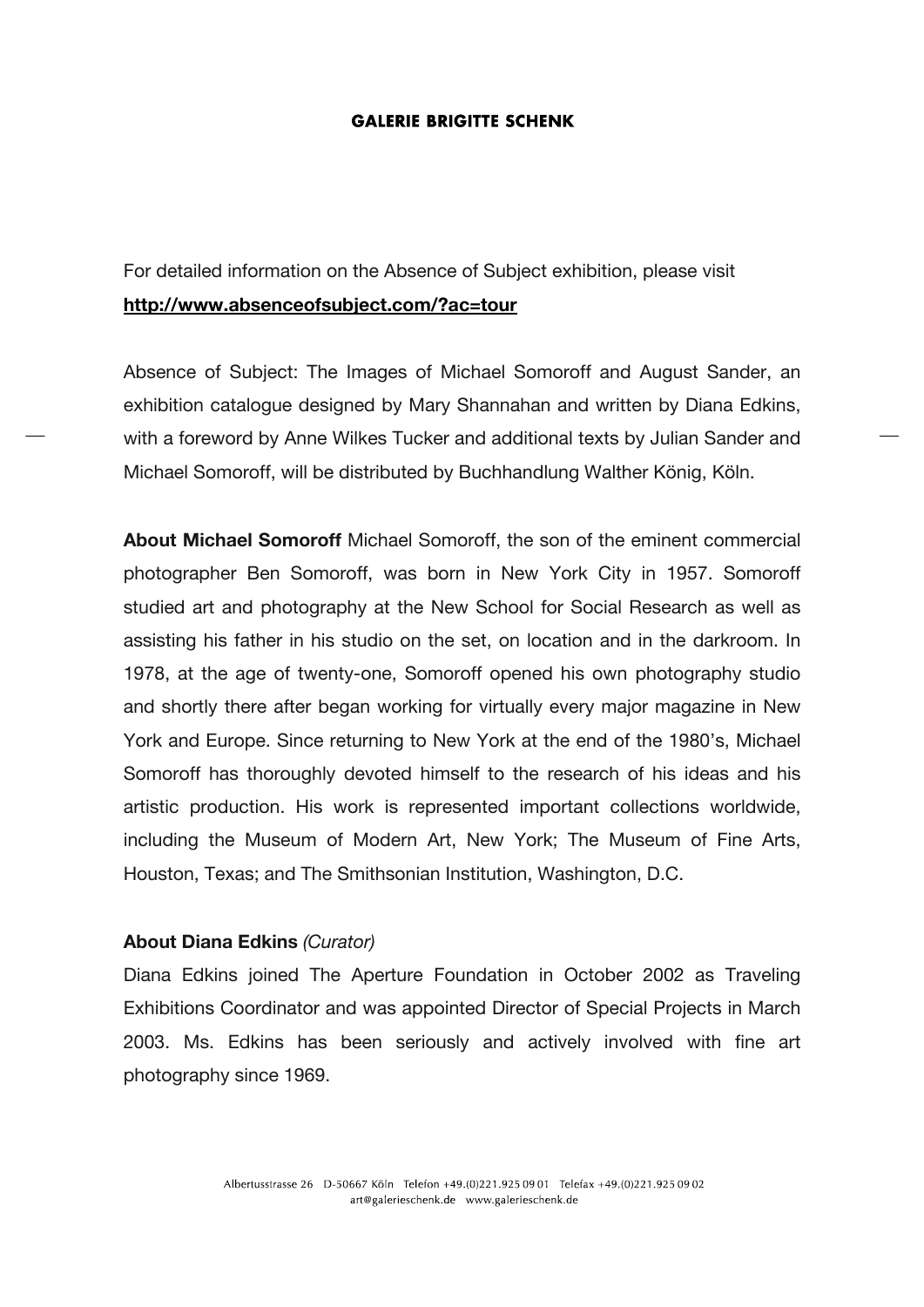For detailed information on the Absence of Subject exhibition, please visit **http://www.absenceofsubject.com/?ac=tour**

Absence of Subject: The Images of Michael Somoroff and August Sander, an exhibition catalogue designed by Mary Shannahan and written by Diana Edkins, with a foreword by Anne Wilkes Tucker and additional texts by Julian Sander and Michael Somoroff, will be distributed by Buchhandlung Walther König, Köln.

**About Michael Somoroff** Michael Somoroff, the son of the eminent commercial photographer Ben Somoroff, was born in New York City in 1957. Somoroff studied art and photography at the New School for Social Research as well as assisting his father in his studio on the set, on location and in the darkroom. In 1978, at the age of twenty-one, Somoroff opened his own photography studio and shortly there after began working for virtually every major magazine in New York and Europe. Since returning to New York at the end of the 1980's, Michael Somoroff has thoroughly devoted himself to the research of his ideas and his artistic production. His work is represented important collections worldwide, including the Museum of Modern Art, New York; The Museum of Fine Arts, Houston, Texas; and The Smithsonian Institution, Washington, D.C.

**About Diana Edkins** *(Curator)*

Diana Edkins joined The Aperture Foundation in October 2002 as Traveling Exhibitions Coordinator and was appointed Director of Special Projects in March 2003. Ms. Edkins has been seriously and actively involved with fine art photography since 1969.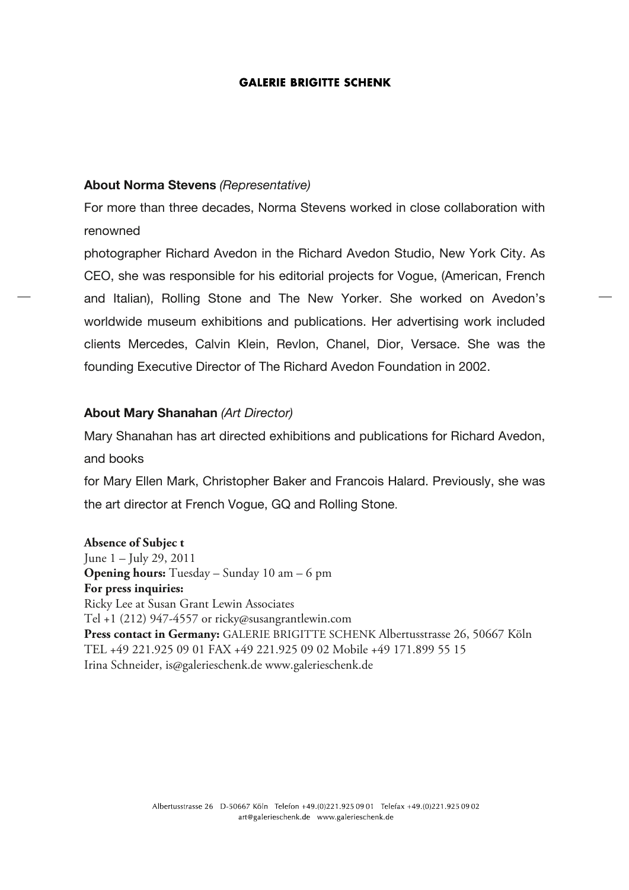**About Norma Stevens** *(Representative)*

For more than three decades, Norma Stevens worked in close collaboration with renowned photographer Richard Avedon in the Richard Avedon Studio, New York City. As CEO, she was responsible for his editorial projects for Vogue, (American, French and Italian), Rolling Stone and The New Yorker. She worked on Avedon's worldwide museum exhibitions and publications. Her advertising work included clients Mercedes, Calvin Klein, Revlon, Chanel, Dior, Versace. She was the founding Executive Director of The Richard Avedon Foundation in 2002.

**About Mary Shanahan** *(Art Director)*

Mary Shanahan has art directed exhibitions and publications for Richard Avedon, and books for Mary Ellen Mark, Christopher Baker and Francois Halard. Previously, she was the art director at French Vogue, GQ and Rolling Stone.

**Absence of Subjec t**
June 1 – July 29, 2011
**Opening hours:** Tuesday – Sunday 10 am – 6 pm
**For press inquiries:**
Ricky Lee at Susan Grant Lewin Associates
Tel +1 (212) 947-4557 or ricky@susangrantlewin.com
**Press contact in Germany:** GALERIE BRIGITTE SCHENK Albertusstrasse 26, 50667 Köln
TEL +49 221.925 09 01 FAX +49 221.925 09 02 Mobile +49 171.899 55 15
Irina Schneider, is@galerieschenk.de www.galerieschenk.de